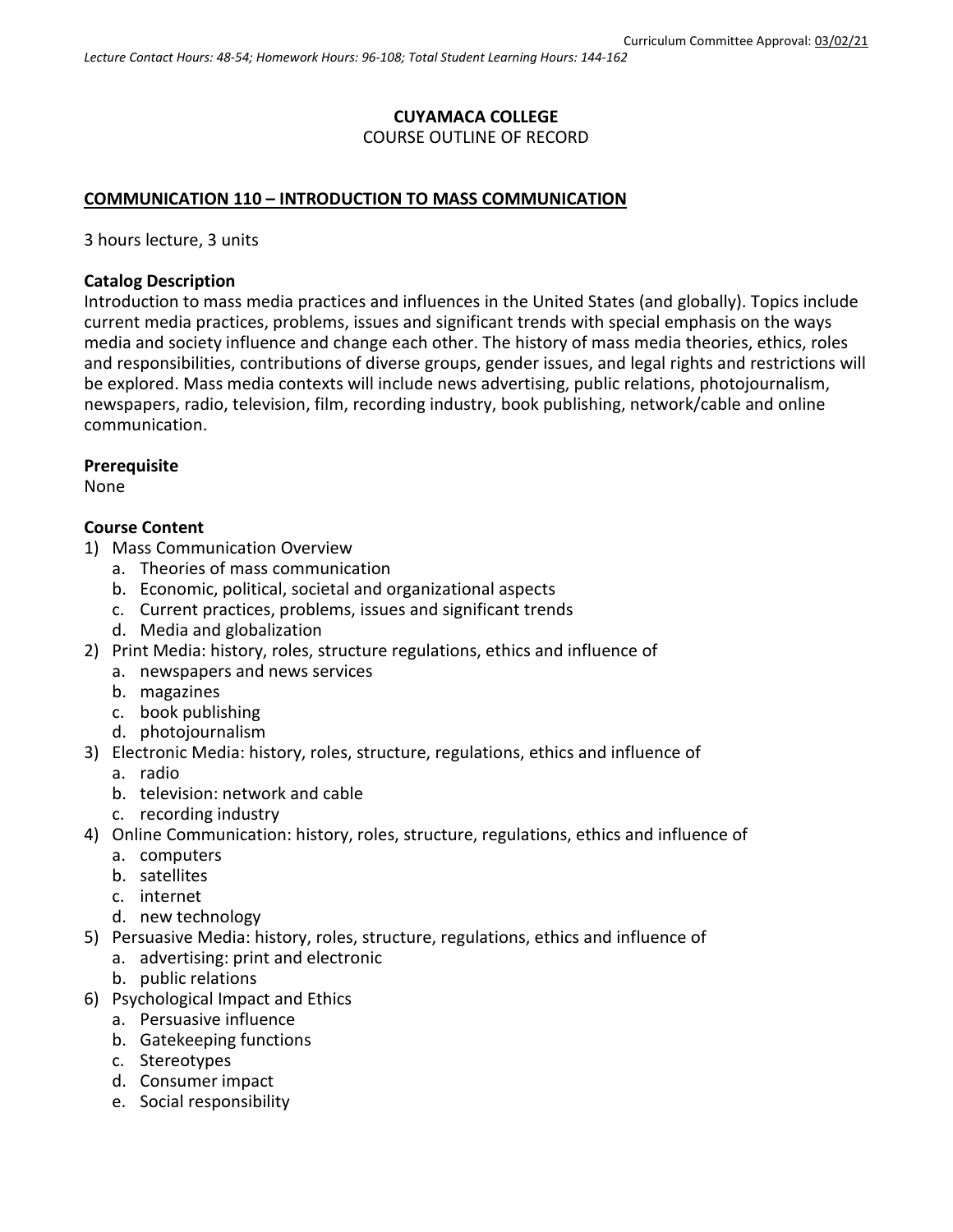Curriculum Committee Approval: 03/02/21

*Lecture Contact Hours: 48-54; Homework Hours: 96-108; Total Student Learning Hours: 144-162*

**CUYAMACA COLLEGE**
COURSE OUTLINE OF RECORD

## COMMUNICATION 110 – INTRODUCTION TO MASS COMMUNICATION

3 hours lecture, 3 units

### Catalog Description

Introduction to mass media practices and influences in the United States (and globally). Topics include current media practices, problems, issues and significant trends with special emphasis on the ways media and society influence and change each other. The history of mass media theories, ethics, roles and responsibilities, contributions of diverse groups, gender issues, and legal rights and restrictions will be explored. Mass media contexts will include news advertising, public relations, photojournalism, newspapers, radio, television, film, recording industry, book publishing, network/cable and online communication.

### Prerequisite

None

### Course Content

1) Mass Communication Overview
   a. Theories of mass communication
   b. Economic, political, societal and organizational aspects
   c. Current practices, problems, issues and significant trends
   d. Media and globalization
2) Print Media: history, roles, structure regulations, ethics and influence of
   a. newspapers and news services
   b. magazines
   c. book publishing
   d. photojournalism
3) Electronic Media: history, roles, structure, regulations, ethics and influence of
   a. radio
   b. television: network and cable
   c. recording industry
4) Online Communication: history, roles, structure, regulations, ethics and influence of
   a. computers
   b. satellites
   c. internet
   d. new technology
5) Persuasive Media: history, roles, structure, regulations, ethics and influence of
   a. advertising: print and electronic
   b. public relations
6) Psychological Impact and Ethics
   a. Persuasive influence
   b. Gatekeeping functions
   c. Stereotypes
   d. Consumer impact
   e. Social responsibility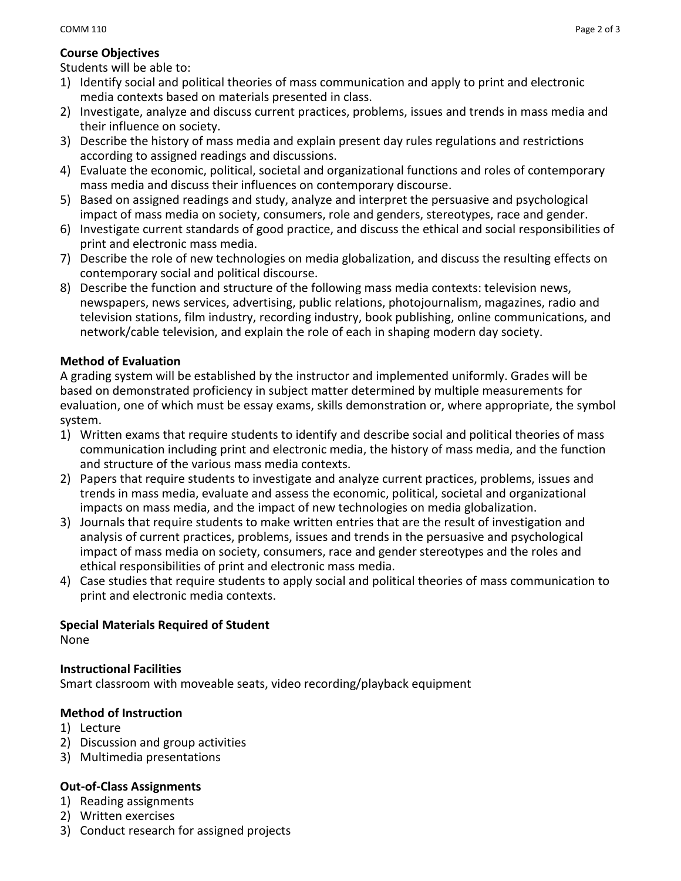**Course Objectives**

Students will be able to:

1) Identify social and political theories of mass communication and apply to print and electronic media contexts based on materials presented in class.
2) Investigate, analyze and discuss current practices, problems, issues and trends in mass media and their influence on society.
3) Describe the history of mass media and explain present day rules regulations and restrictions according to assigned readings and discussions.
4) Evaluate the economic, political, societal and organizational functions and roles of contemporary mass media and discuss their influences on contemporary discourse.
5) Based on assigned readings and study, analyze and interpret the persuasive and psychological impact of mass media on society, consumers, role and genders, stereotypes, race and gender.
6) Investigate current standards of good practice, and discuss the ethical and social responsibilities of print and electronic mass media.
7) Describe the role of new technologies on media globalization, and discuss the resulting effects on contemporary social and political discourse.
8) Describe the function and structure of the following mass media contexts: television news, newspapers, news services, advertising, public relations, photojournalism, magazines, radio and television stations, film industry, recording industry, book publishing, online communications, and network/cable television, and explain the role of each in shaping modern day society.

**Method of Evaluation**

A grading system will be established by the instructor and implemented uniformly. Grades will be based on demonstrated proficiency in subject matter determined by multiple measurements for evaluation, one of which must be essay exams, skills demonstration or, where appropriate, the symbol system.

1) Written exams that require students to identify and describe social and political theories of mass communication including print and electronic media, the history of mass media, and the function and structure of the various mass media contexts.
2) Papers that require students to investigate and analyze current practices, problems, issues and trends in mass media, evaluate and assess the economic, political, societal and organizational impacts on mass media, and the impact of new technologies on media globalization.
3) Journals that require students to make written entries that are the result of investigation and analysis of current practices, problems, issues and trends in the persuasive and psychological impact of mass media on society, consumers, race and gender stereotypes and the roles and ethical responsibilities of print and electronic mass media.
4) Case studies that require students to apply social and political theories of mass communication to print and electronic media contexts.

**Special Materials Required of Student**

None

**Instructional Facilities**

Smart classroom with moveable seats, video recording/playback equipment

**Method of Instruction**

1) Lecture
2) Discussion and group activities
3) Multimedia presentations

**Out-of-Class Assignments**

1) Reading assignments
2) Written exercises
3) Conduct research for assigned projects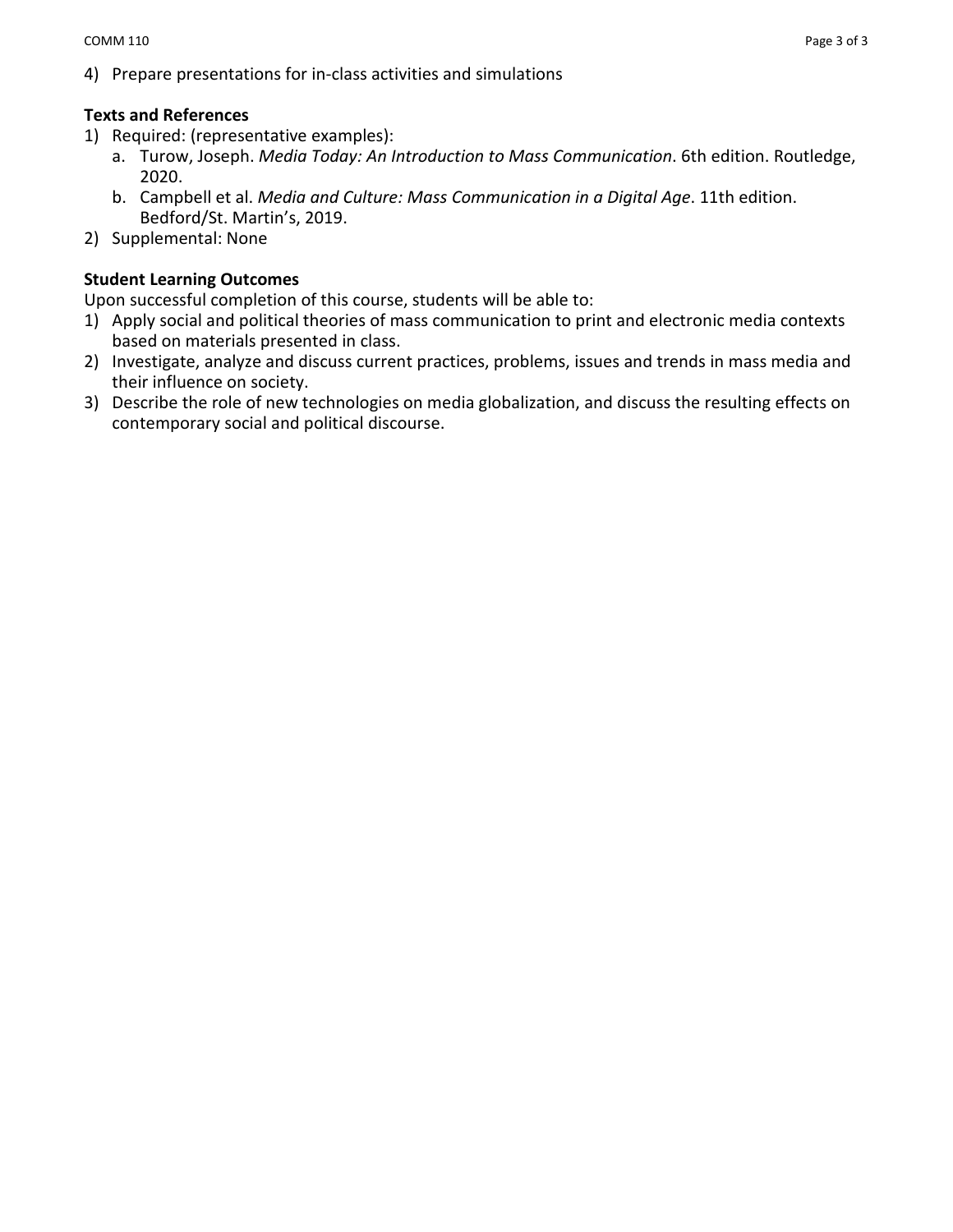4) Prepare presentations for in-class activities and simulations

**Texts and References**

1) Required: (representative examples):
   a. Turow, Joseph. *Media Today: An Introduction to Mass Communication*. 6th edition. Routledge, 2020.
   b. Campbell et al. *Media and Culture: Mass Communication in a Digital Age*. 11th edition. Bedford/St. Martin's, 2019.
2) Supplemental: None

**Student Learning Outcomes**

Upon successful completion of this course, students will be able to:

1) Apply social and political theories of mass communication to print and electronic media contexts based on materials presented in class.
2) Investigate, analyze and discuss current practices, problems, issues and trends in mass media and their influence on society.
3) Describe the role of new technologies on media globalization, and discuss the resulting effects on contemporary social and political discourse.